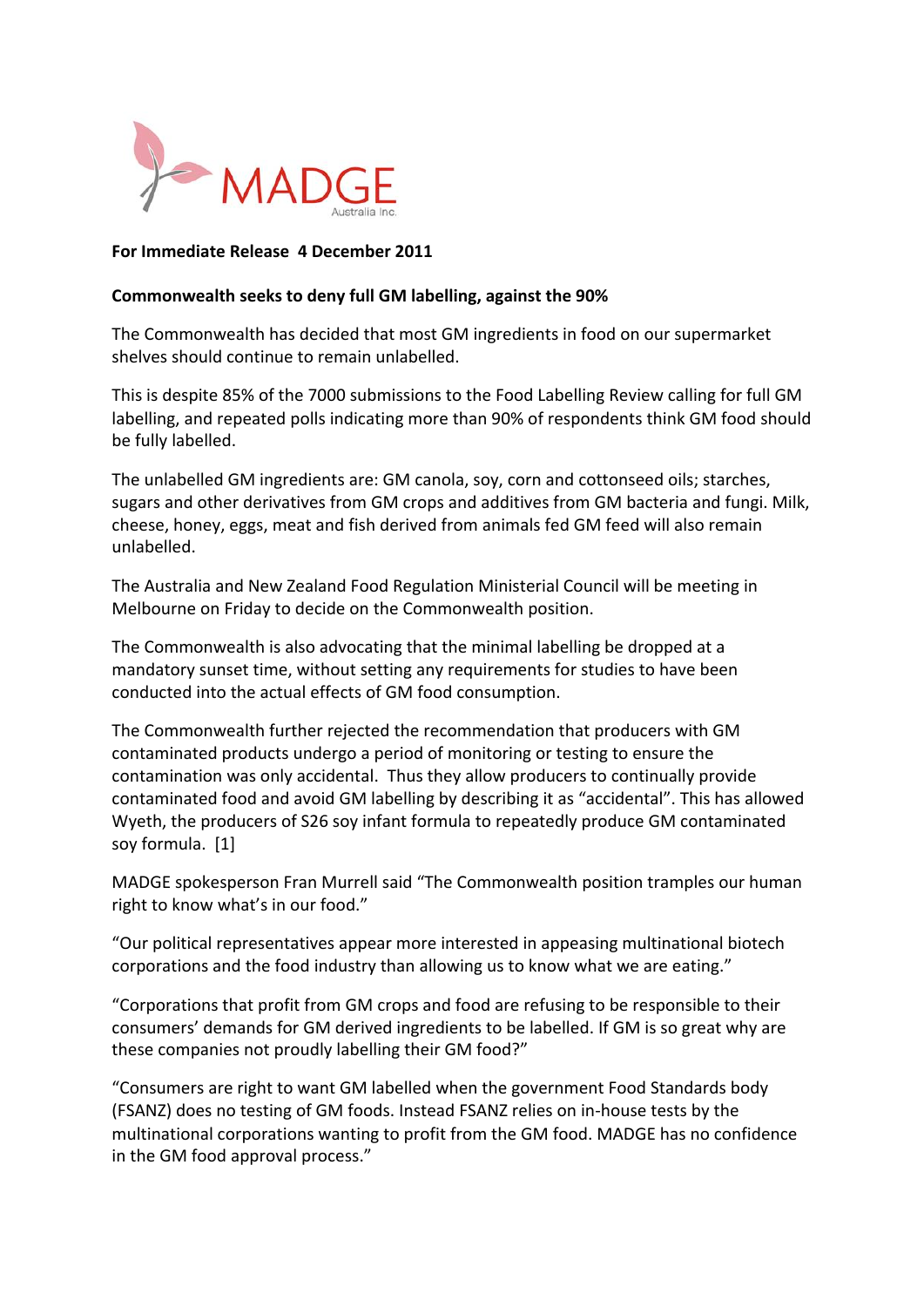MADGE
Australia Inc.

**For Immediate Release 4 December 2011**

**Commonwealth seeks to deny full GM labelling, against the 90%**

The Commonwealth has decided that most GM ingredients in food on our supermarket shelves should continue to remain unlabelled.

This is despite 85% of the 7000 submissions to the Food Labelling Review calling for full GM labelling, and repeated polls indicating more than 90% of respondents think GM food should be fully labelled.

The unlabelled GM ingredients are: GM canola, soy, corn and cottonseed oils; starches, sugars and other derivatives from GM crops and additives from GM bacteria and fungi. Milk, cheese, honey, eggs, meat and fish derived from animals fed GM feed will also remain unlabelled.

The Australia and New Zealand Food Regulation Ministerial Council will be meeting in Melbourne on Friday to decide on the Commonwealth position.

The Commonwealth is also advocating that the minimal labelling be dropped at a mandatory sunset time, without setting any requirements for studies to have been conducted into the actual effects of GM food consumption.

The Commonwealth further rejected the recommendation that producers with GM contaminated products undergo a period of monitoring or testing to ensure the contamination was only accidental. Thus they allow producers to continually provide contaminated food and avoid GM labelling by describing it as "accidental". This has allowed Wyeth, the producers of S26 soy infant formula to repeatedly produce GM contaminated soy formula. [1]

MADGE spokesperson Fran Murrell said "The Commonwealth position tramples our human right to know what's in our food."

"Our political representatives appear more interested in appeasing multinational biotech corporations and the food industry than allowing us to know what we are eating."

"Corporations that profit from GM crops and food are refusing to be responsible to their consumers' demands for GM derived ingredients to be labelled. If GM is so great why are these companies not proudly labelling their GM food?"

"Consumers are right to want GM labelled when the government Food Standards body (FSANZ) does no testing of GM foods. Instead FSANZ relies on in-house tests by the multinational corporations wanting to profit from the GM food. MADGE has no confidence in the GM food approval process."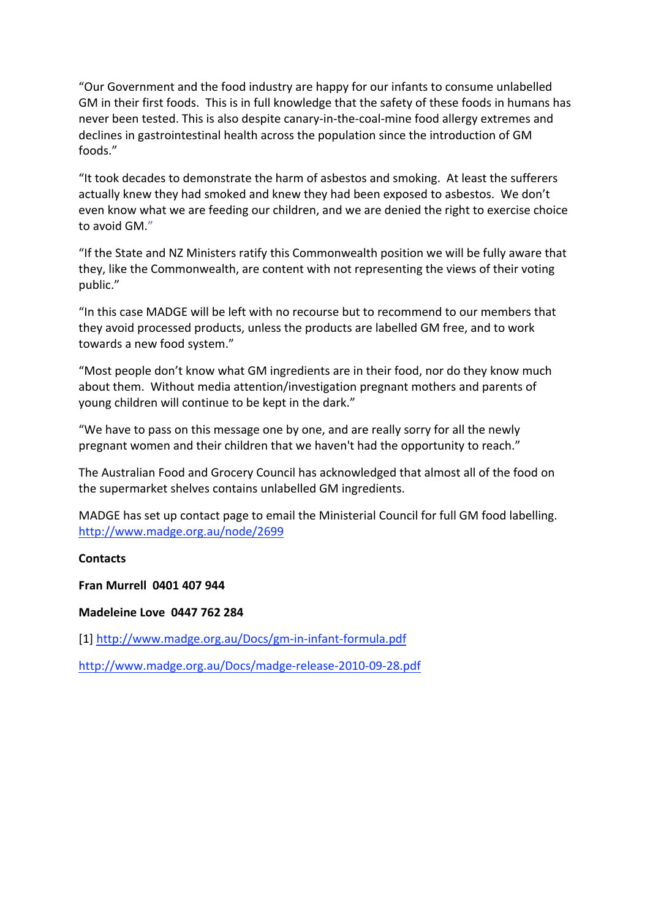“Our Government and the food industry are happy for our infants to consume unlabelled GM in their first foods. This is in full knowledge that the safety of these foods in humans has never been tested. This is also despite canary-in-the-coal-mine food allergy extremes and declines in gastrointestinal health across the population since the introduction of GM foods.”

“It took decades to demonstrate the harm of asbestos and smoking. At least the sufferers actually knew they had smoked and knew they had been exposed to asbestos. We don’t even know what we are feeding our children, and we are denied the right to exercise choice to avoid GM.”

“If the State and NZ Ministers ratify this Commonwealth position we will be fully aware that they, like the Commonwealth, are content with not representing the views of their voting public.”

“In this case MADGE will be left with no recourse but to recommend to our members that they avoid processed products, unless the products are labelled GM free, and to work towards a new food system.”

“Most people don’t know what GM ingredients are in their food, nor do they know much about them. Without media attention/investigation pregnant mothers and parents of young children will continue to be kept in the dark.”

“We have to pass on this message one by one, and are really sorry for all the newly pregnant women and their children that we haven't had the opportunity to reach.”

The Australian Food and Grocery Council has acknowledged that almost all of the food on the supermarket shelves contains unlabelled GM ingredients.

MADGE has set up contact page to email the Ministerial Council for full GM food labelling. http://www.madge.org.au/node/2699

**Contacts**

**Fran Murrell 0401 407 944**

**Madeleine Love 0447 762 284**

[1] http://www.madge.org.au/Docs/gm-in-infant-formula.pdf

http://www.madge.org.au/Docs/madge-release-2010-09-28.pdf